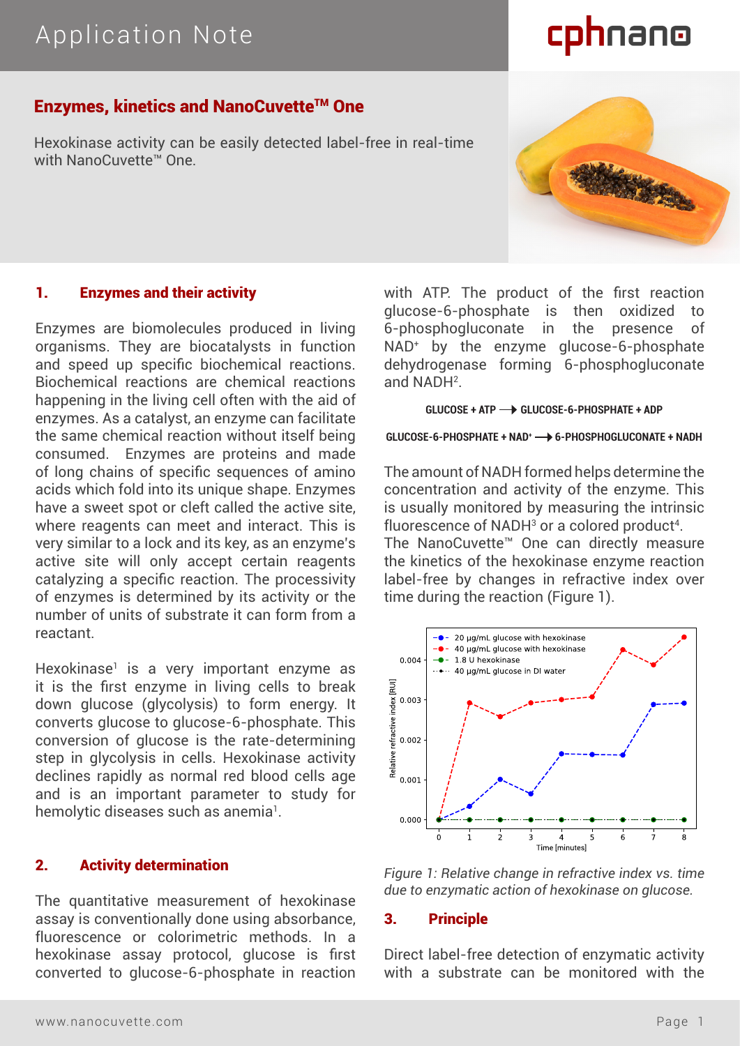# Application Note

## Enzymes, kinetics and NanoCuvette™ One

Hexokinase activity can be easily detected label-free in real-time with NanoCuvette™ One.

### 1. Enzymes and their activity

Enzymes are biomolecules produced in living organisms. They are biocatalysts in function and speed up specific biochemical reactions. Biochemical reactions are chemical reactions happening in the living cell often with the aid of enzymes. As a catalyst, an enzyme can facilitate the same chemical reaction without itself being consumed. Enzymes are proteins and made of long chains of specific sequences of amino acids which fold into its unique shape. Enzymes have a sweet spot or cleft called the active site, where reagents can meet and interact. This is very similar to a lock and its key, as an enzyme's active site will only accept certain reagents catalyzing a specific reaction. The processivity of enzymes is determined by its activity or the number of units of substrate it can form from a reactant.

Hexokinase[1] is a very important enzyme as it is the first enzyme in living cells to break down glucose (glycolysis) to form energy. It converts glucose to glucose-6-phosphate. This conversion of glucose is the rate-determining step in glycolysis in cells. Hexokinase activity declines rapidly as normal red blood cells age and is an important parameter to study for hemolytic diseases such as anemia[1].

### 2. Activity determination

The quantitative measurement of hexokinase assay is conventionally done using absorbance, fluorescence or colorimetric methods. In a hexokinase assay protocol, glucose is first converted to glucose-6-phosphate in reaction with ATP. The product of the first reaction glucose-6-phosphate is then oxidized to 6-phosphogluconate in the presence of $NAD^+$ by the enzyme glucose-6-phosphate dehydrogenase forming 6-phosphogluconate and NADH[2].

**GLUCOSE + ATP ⟶ GLUCOSE-6-PHOSPHATE + ADP**

**GLUCOSE-6-PHOSPHATE + $NAD^+$ ⟶ 6-PHOSPHOGLUCONATE + NADH**

The amount of NADH formed helps determine the concentration and activity of the enzyme. This is usually monitored by measuring the intrinsic fluorescence of NADH[3] or a colored product[4]. The NanoCuvette™ One can directly measure the kinetics of the hexokinase enzyme reaction label-free by changes in refractive index over time during the reaction (Figure 1).

*Figure 1: Relative change in refractive index vs. time due to enzymatic action of hexokinase on glucose.*

### 3. Principle

Direct label-free detection of enzymatic activity with a substrate can be monitored with the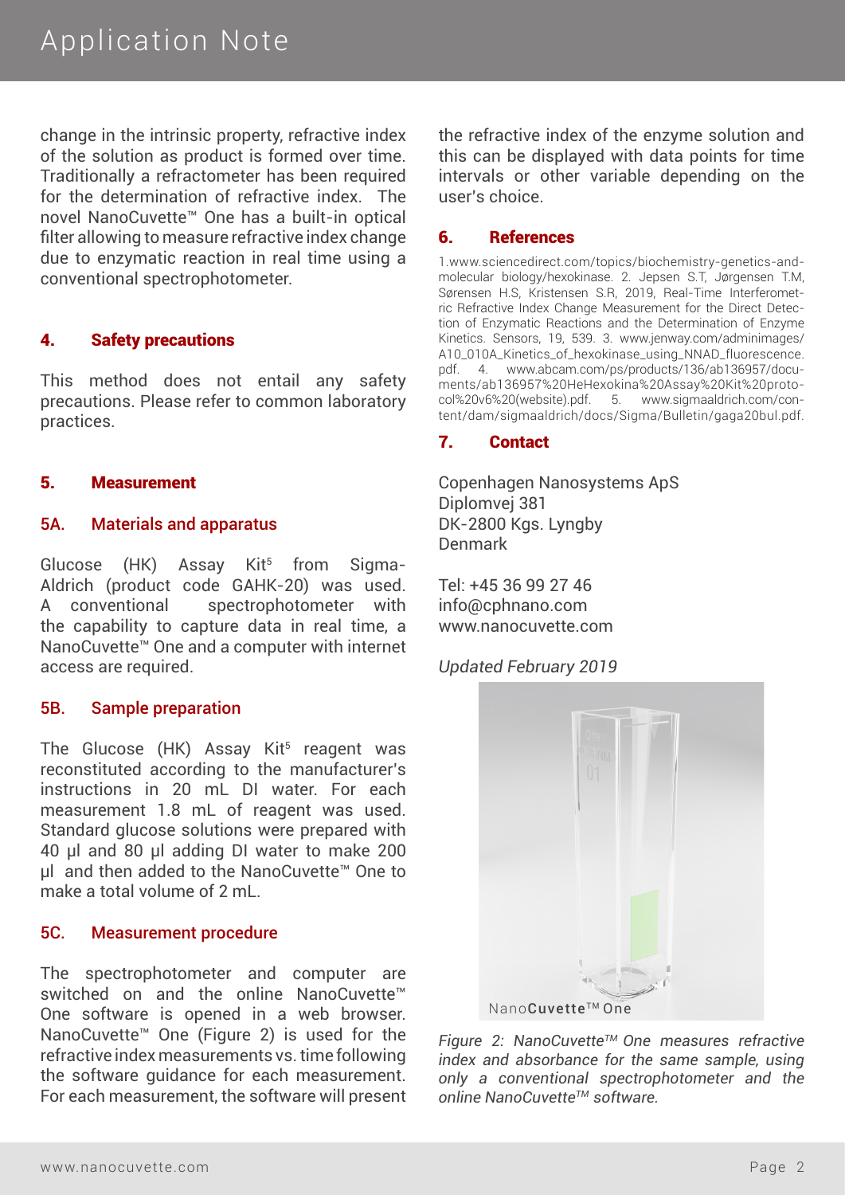change in the intrinsic property, refractive index of the solution as product is formed over time. Traditionally a refractometer has been required for the determination of refractive index. The novel NanoCuvette™ One has a built-in optical filter allowing to measure refractive index change due to enzymatic reaction in real time using a conventional spectrophotometer.

## 4. Safety precautions

This method does not entail any safety precautions. Please refer to common laboratory practices.

## 5. Measurement

### 5A. Materials and apparatus

Glucose (HK) Assay Kit[5] from Sigma-Aldrich (product code GAHK-20) was used. A conventional spectrophotometer with the capability to capture data in real time, a NanoCuvette™ One and a computer with internet access are required.

### 5B. Sample preparation

The Glucose (HK) Assay Kit[5] reagent was reconstituted according to the manufacturer's instructions in 20 mL DI water. For each measurement 1.8 mL of reagent was used. Standard glucose solutions were prepared with 40 µl and 80 µl adding DI water to make 200 µl and then added to the NanoCuvette™ One to make a total volume of 2 mL.

### 5C. Measurement procedure

The spectrophotometer and computer are switched on and the online NanoCuvette™ One software is opened in a web browser. NanoCuvette™ One (Figure 2) is used for the refractive index measurements vs. time following the software guidance for each measurement. For each measurement, the software will present the refractive index of the enzyme solution and this can be displayed with data points for time intervals or other variable depending on the user's choice.

## 6. References

1. www.sciencedirect.com/topics/biochemistry-genetics-and-molecular biology/hexokinase. 2. Jepsen S.T, Jørgensen T.M, Sørensen H.S, Kristensen S.R, 2019, Real-Time Interferometric Refractive Index Change Measurement for the Direct Detection of Enzymatic Reactions and the Determination of Enzyme Kinetics. Sensors, 19, 539. 3. www.jenway.com/adminimages/A10_010A_Kinetics_of_hexokinase_using_NNAD_fluorescence.pdf. 4. www.abcam.com/ps/products/136/ab136957/documents/ab136957%20HeHexokina%20Assay%20Kit%20protocol%20v6%20(website).pdf. 5. www.sigmaaldrich.com/content/dam/sigmaaldrich/docs/Sigma/Bulletin/gaga20bul.pdf.

## 7. Contact

Copenhagen Nanosystems ApS
Diplomvej 381
DK-2800 Kgs. Lyngby
Denmark

Tel: +45 36 99 27 46
info@cphnano.com
www.nanocuvette.com

*Updated February 2019*

NanoCuvette™ One

*Figure 2: NanoCuvette™ One measures refractive index and absorbance for the same sample, using only a conventional spectrophotometer and the online NanoCuvette™ software.*